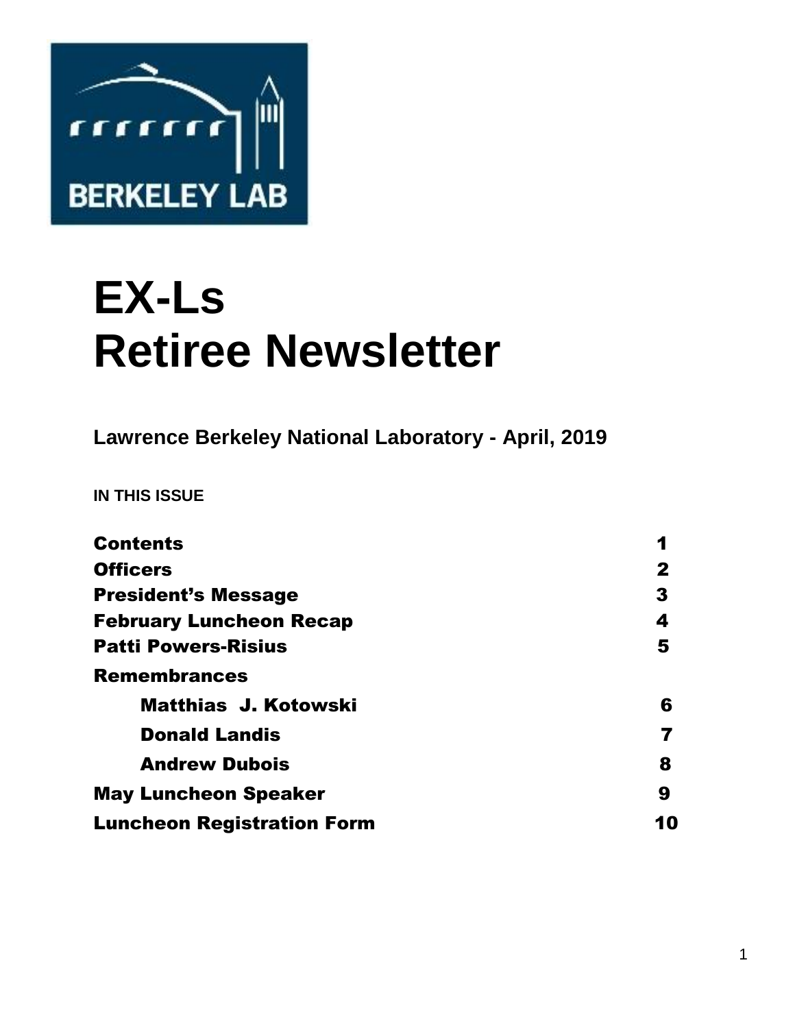# EX-Ls
# Retiree Newsletter

**Lawrence Berkeley National Laboratory - April, 2019**

**IN THIS ISSUE**

| | |
|---|---|
| **Contents** | **1** |
| **Officers** | **2** |
| **President's Message** | **3** |
| **February Luncheon Recap** | **4** |
| **Patti Powers-Risius** | **5** |
| **Remembrances** | |
| **Matthias J. Kotowski** | **6** |
| **Donald Landis** | **7** |
| **Andrew Dubois** | **8** |
| **May Luncheon Speaker** | **9** |
| **Luncheon Registration Form** | **10** |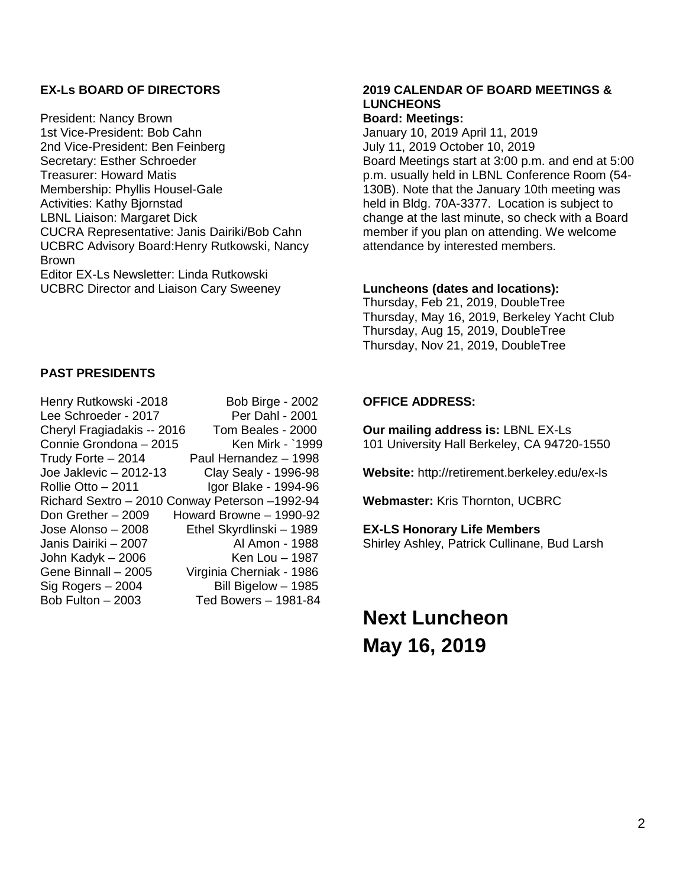## EX-Ls BOARD OF DIRECTORS

President: Nancy Brown
1st Vice-President: Bob Cahn
2nd Vice-President: Ben Feinberg
Secretary: Esther Schroeder
Treasurer: Howard Matis
Membership: Phyllis Housel-Gale
Activities: Kathy Bjornstad
LBNL Liaison: Margaret Dick
CUCRA Representative: Janis Dairiki/Bob Cahn
UCBRC Advisory Board:Henry Rutkowski, Nancy Brown
Editor EX-Ls Newsletter: Linda Rutkowski
UCBRC Director and Liaison Cary Sweeney

## PAST PRESIDENTS

| | |
|---|---|
| Henry Rutkowski -2018 | Bob Birge - 2002 |
| Lee Schroeder - 2017 | Per Dahl - 2001 |
| Cheryl Fragiadakis -- 2016 | Tom Beales - 2000 |
| Connie Grondona – 2015 | Ken Mirk - `1999 |
| Trudy Forte – 2014 | Paul Hernandez – 1998 |
| Joe Jaklevic – 2012-13 | Clay Sealy - 1996-98 |
| Rollie Otto – 2011 | Igor Blake - 1994-96 |
| Richard Sextro – 2010 | Conway Peterson –1992-94 |
| Don Grether – 2009 | Howard Browne – 1990-92 |
| Jose Alonso – 2008 | Ethel Skyrdlinski – 1989 |
| Janis Dairiki – 2007 | Al Amon - 1988 |
| John Kadyk – 2006 | Ken Lou – 1987 |
| Gene Binnall – 2005 | Virginia Cherniak - 1986 |
| Sig Rogers – 2004 | Bill Bigelow – 1985 |
| Bob Fulton – 2003 | Ted Bowers – 1981-84 |

## 2019 CALENDAR OF BOARD MEETINGS & LUNCHEONS

**Board: Meetings:**

January 10, 2019 April 11, 2019
July 11, 2019 October 10, 2019
Board Meetings start at 3:00 p.m. and end at 5:00 p.m. usually held in LBNL Conference Room (54-130B). Note that the January 10th meeting was held in Bldg. 70A-3377. Location is subject to change at the last minute, so check with a Board member if you plan on attending. We welcome attendance by interested members.

**Luncheons (dates and locations):**

Thursday, Feb 21, 2019, DoubleTree
Thursday, May 16, 2019, Berkeley Yacht Club
Thursday, Aug 15, 2019, DoubleTree
Thursday, Nov 21, 2019, DoubleTree

**OFFICE ADDRESS:**

**Our mailing address is:** LBNL EX-Ls
101 University Hall Berkeley, CA 94720-1550

**Website:** http://retirement.berkeley.edu/ex-ls

**Webmaster:** Kris Thornton, UCBRC

**EX-LS Honorary Life Members**
Shirley Ashley, Patrick Cullinane, Bud Larsh

# Next Luncheon May 16, 2019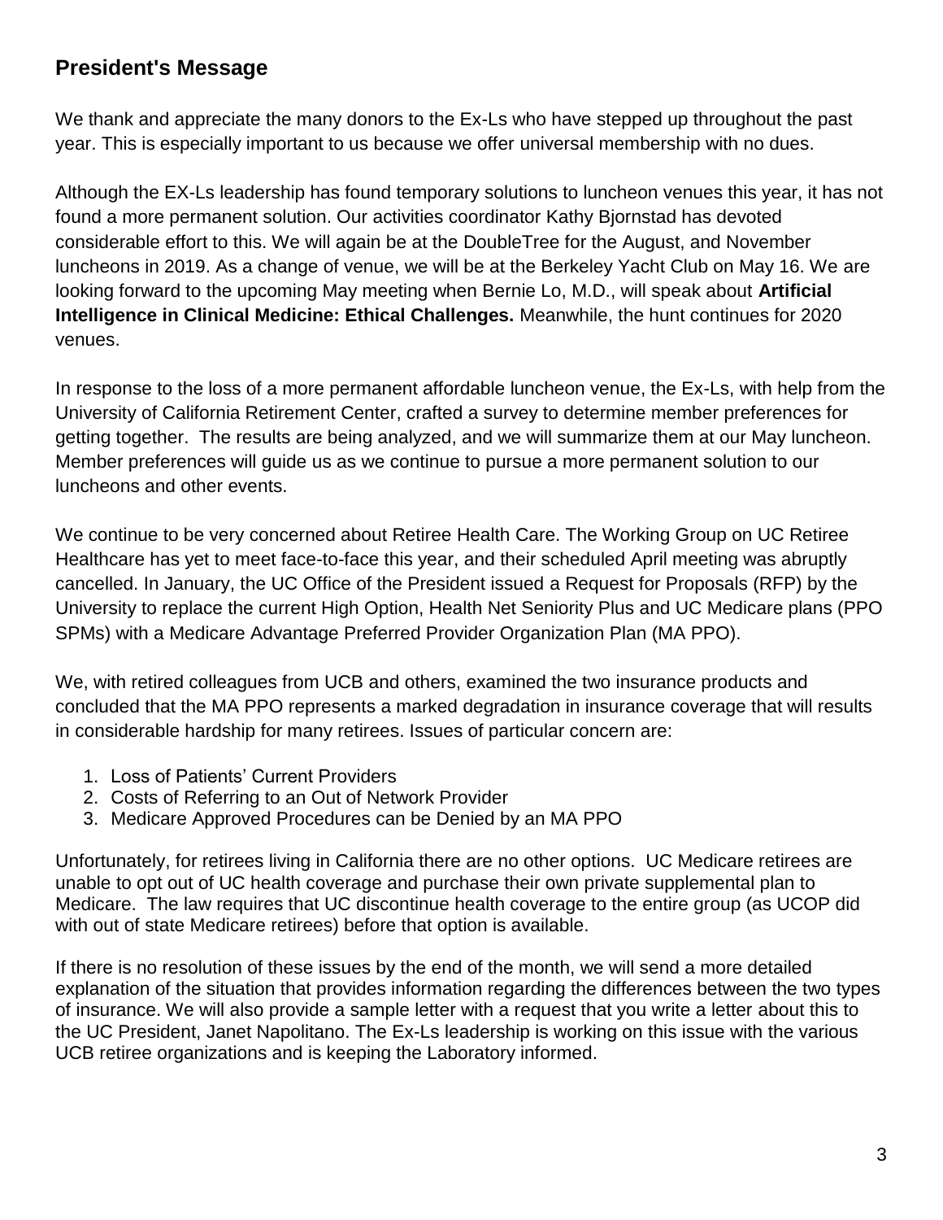## President's Message

We thank and appreciate the many donors to the Ex-Ls who have stepped up throughout the past year. This is especially important to us because we offer universal membership with no dues.

Although the EX-Ls leadership has found temporary solutions to luncheon venues this year, it has not found a more permanent solution. Our activities coordinator Kathy Bjornstad has devoted considerable effort to this. We will again be at the DoubleTree for the August, and November luncheons in 2019. As a change of venue, we will be at the Berkeley Yacht Club on May 16. We are looking forward to the upcoming May meeting when Bernie Lo, M.D., will speak about **Artificial Intelligence in Clinical Medicine: Ethical Challenges.** Meanwhile, the hunt continues for 2020 venues.

In response to the loss of a more permanent affordable luncheon venue, the Ex-Ls, with help from the University of California Retirement Center, crafted a survey to determine member preferences for getting together. The results are being analyzed, and we will summarize them at our May luncheon. Member preferences will guide us as we continue to pursue a more permanent solution to our luncheons and other events.

We continue to be very concerned about Retiree Health Care. The Working Group on UC Retiree Healthcare has yet to meet face-to-face this year, and their scheduled April meeting was abruptly cancelled. In January, the UC Office of the President issued a Request for Proposals (RFP) by the University to replace the current High Option, Health Net Seniority Plus and UC Medicare plans (PPO SPMs) with a Medicare Advantage Preferred Provider Organization Plan (MA PPO).

We, with retired colleagues from UCB and others, examined the two insurance products and concluded that the MA PPO represents a marked degradation in insurance coverage that will results in considerable hardship for many retirees. Issues of particular concern are:

1. Loss of Patients' Current Providers
2. Costs of Referring to an Out of Network Provider
3. Medicare Approved Procedures can be Denied by an MA PPO

Unfortunately, for retirees living in California there are no other options. UC Medicare retirees are unable to opt out of UC health coverage and purchase their own private supplemental plan to Medicare. The law requires that UC discontinue health coverage to the entire group (as UCOP did with out of state Medicare retirees) before that option is available.

If there is no resolution of these issues by the end of the month, we will send a more detailed explanation of the situation that provides information regarding the differences between the two types of insurance. We will also provide a sample letter with a request that you write a letter about this to the UC President, Janet Napolitano. The Ex-Ls leadership is working on this issue with the various UCB retiree organizations and is keeping the Laboratory informed.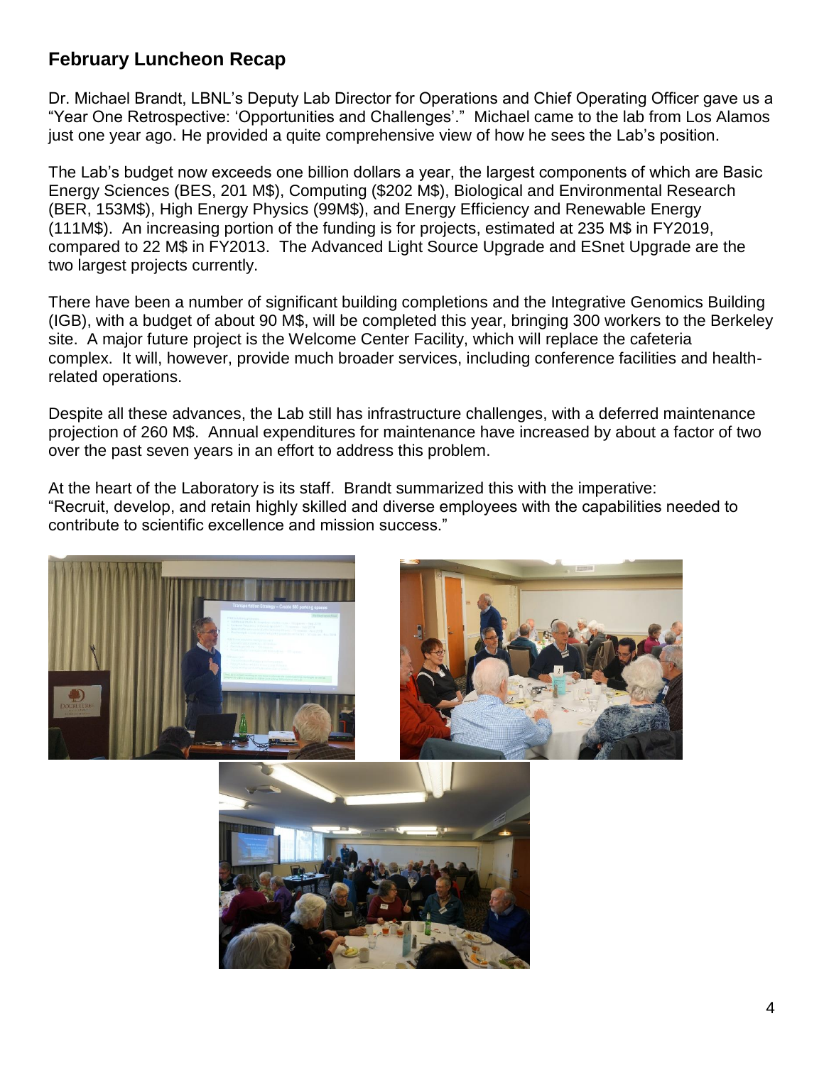## February Luncheon Recap

Dr. Michael Brandt, LBNL's Deputy Lab Director for Operations and Chief Operating Officer gave us a "Year One Retrospective: 'Opportunities and Challenges'." Michael came to the lab from Los Alamos just one year ago. He provided a quite comprehensive view of how he sees the Lab's position.

The Lab's budget now exceeds one billion dollars a year, the largest components of which are Basic Energy Sciences (BES, 201 M$), Computing ($202 M$), Biological and Environmental Research (BER, 153M$), High Energy Physics (99M$), and Energy Efficiency and Renewable Energy (111M$). An increasing portion of the funding is for projects, estimated at 235 M$ in FY2019, compared to 22 M$ in FY2013. The Advanced Light Source Upgrade and ESnet Upgrade are the two largest projects currently.

There have been a number of significant building completions and the Integrative Genomics Building (IGB), with a budget of about 90 M$, will be completed this year, bringing 300 workers to the Berkeley site. A major future project is the Welcome Center Facility, which will replace the cafeteria complex. It will, however, provide much broader services, including conference facilities and health-related operations.

Despite all these advances, the Lab still has infrastructure challenges, with a deferred maintenance projection of 260 M$. Annual expenditures for maintenance have increased by about a factor of two over the past seven years in an effort to address this problem.

At the heart of the Laboratory is its staff. Brandt summarized this with the imperative: "Recruit, develop, and retain highly skilled and diverse employees with the capabilities needed to contribute to scientific excellence and mission success."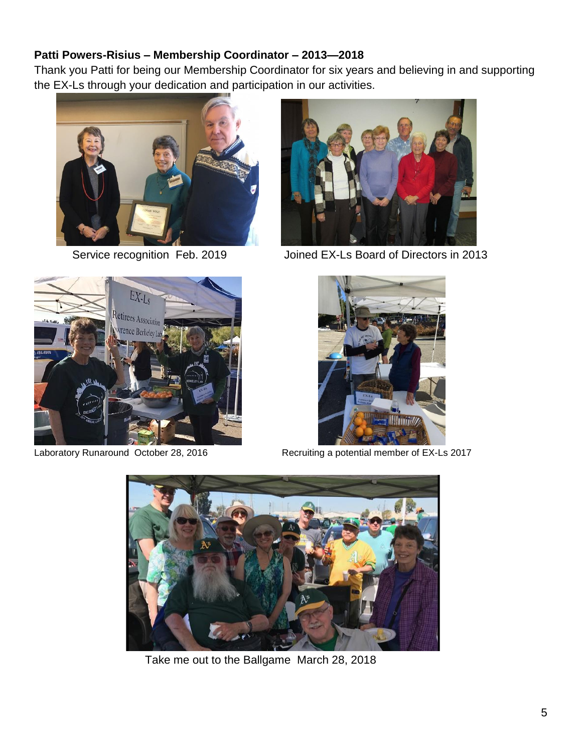**Patti Powers-Risius – Membership Coordinator – 2013—2018**

Thank you Patti for being our Membership Coordinator for six years and believing in and supporting the EX-Ls through your dedication and participation in our activities.

Service recognition Feb. 2019

Joined EX-Ls Board of Directors in 2013

Laboratory Runaround October 28, 2016

Recruiting a potential member of EX-Ls 2017

Take me out to the Ballgame March 28, 2018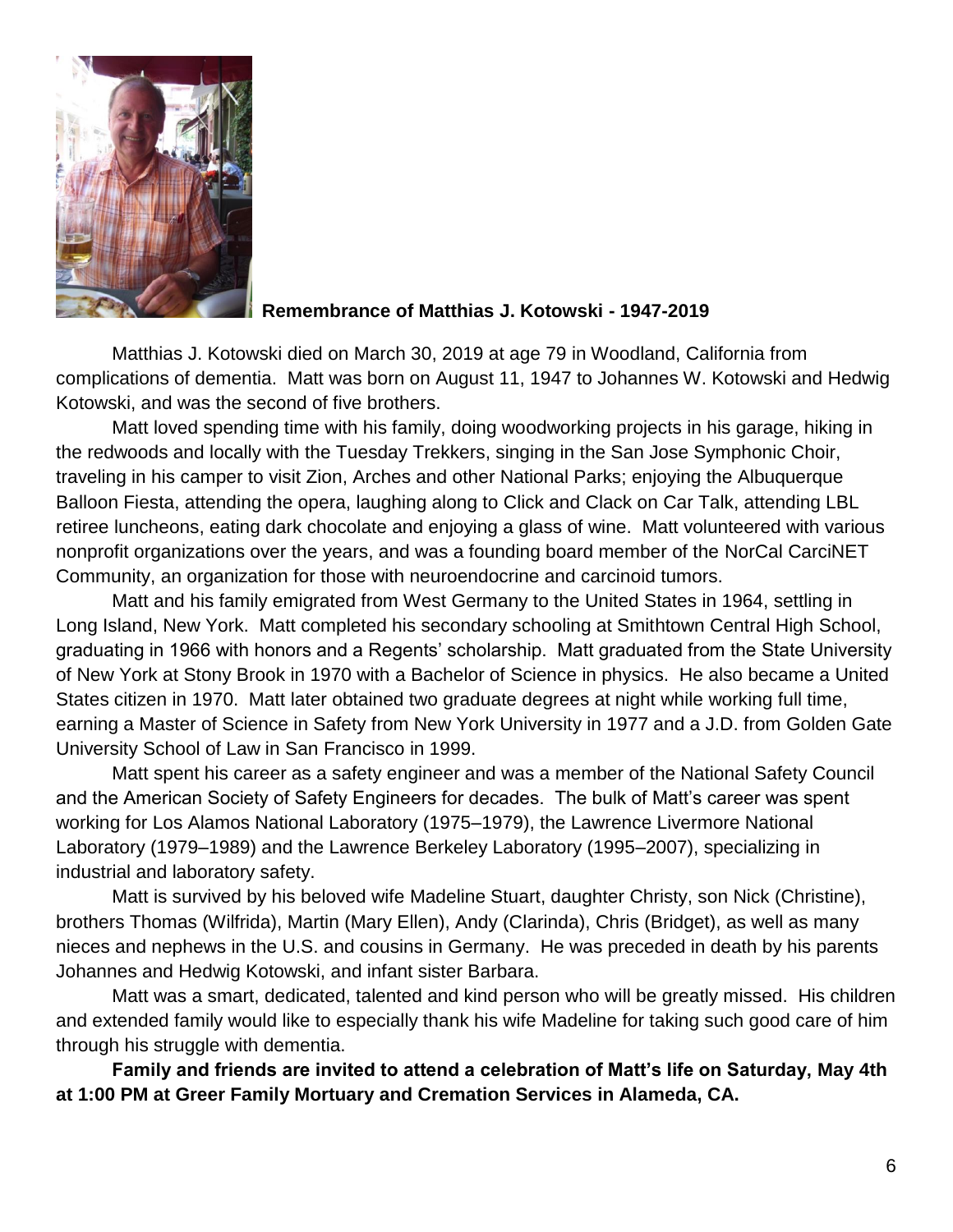**Remembrance of Matthias J. Kotowski - 1947-2019**

Matthias J. Kotowski died on March 30, 2019 at age 79 in Woodland, California from complications of dementia. Matt was born on August 11, 1947 to Johannes W. Kotowski and Hedwig Kotowski, and was the second of five brothers.

Matt loved spending time with his family, doing woodworking projects in his garage, hiking in the redwoods and locally with the Tuesday Trekkers, singing in the San Jose Symphonic Choir, traveling in his camper to visit Zion, Arches and other National Parks; enjoying the Albuquerque Balloon Fiesta, attending the opera, laughing along to Click and Clack on Car Talk, attending LBL retiree luncheons, eating dark chocolate and enjoying a glass of wine. Matt volunteered with various nonprofit organizations over the years, and was a founding board member of the NorCal CarciNET Community, an organization for those with neuroendocrine and carcinoid tumors.

Matt and his family emigrated from West Germany to the United States in 1964, settling in Long Island, New York. Matt completed his secondary schooling at Smithtown Central High School, graduating in 1966 with honors and a Regents' scholarship. Matt graduated from the State University of New York at Stony Brook in 1970 with a Bachelor of Science in physics. He also became a United States citizen in 1970. Matt later obtained two graduate degrees at night while working full time, earning a Master of Science in Safety from New York University in 1977 and a J.D. from Golden Gate University School of Law in San Francisco in 1999.

Matt spent his career as a safety engineer and was a member of the National Safety Council and the American Society of Safety Engineers for decades. The bulk of Matt's career was spent working for Los Alamos National Laboratory (1975–1979), the Lawrence Livermore National Laboratory (1979–1989) and the Lawrence Berkeley Laboratory (1995–2007), specializing in industrial and laboratory safety.

Matt is survived by his beloved wife Madeline Stuart, daughter Christy, son Nick (Christine), brothers Thomas (Wilfrida), Martin (Mary Ellen), Andy (Clarinda), Chris (Bridget), as well as many nieces and nephews in the U.S. and cousins in Germany. He was preceded in death by his parents Johannes and Hedwig Kotowski, and infant sister Barbara.

Matt was a smart, dedicated, talented and kind person who will be greatly missed. His children and extended family would like to especially thank his wife Madeline for taking such good care of him through his struggle with dementia.

**Family and friends are invited to attend a celebration of Matt's life on Saturday, May 4th at 1:00 PM at Greer Family Mortuary and Cremation Services in Alameda, CA.**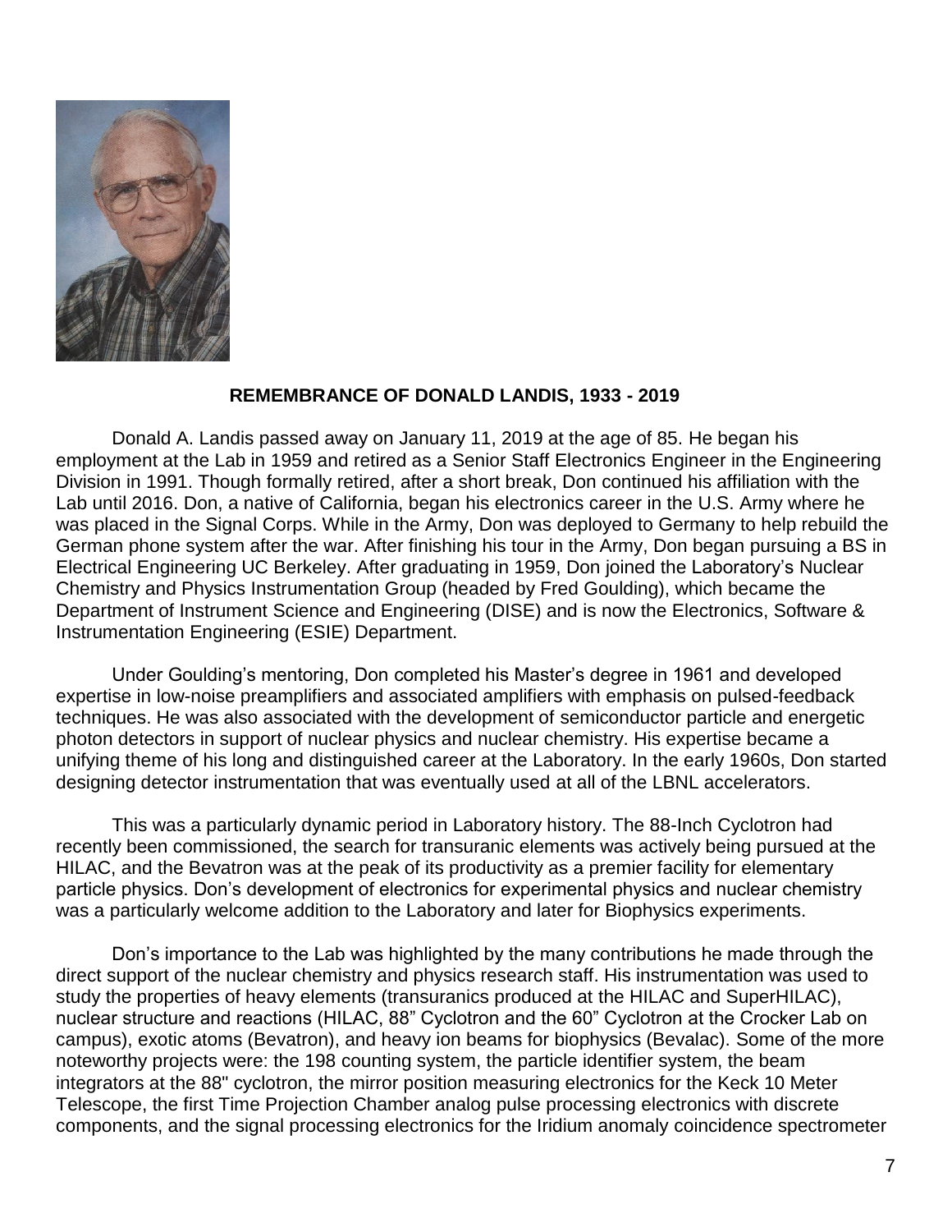## REMEMBRANCE OF DONALD LANDIS, 1933 - 2019

Donald A. Landis passed away on January 11, 2019 at the age of 85. He began his employment at the Lab in 1959 and retired as a Senior Staff Electronics Engineer in the Engineering Division in 1991. Though formally retired, after a short break, Don continued his affiliation with the Lab until 2016. Don, a native of California, began his electronics career in the U.S. Army where he was placed in the Signal Corps. While in the Army, Don was deployed to Germany to help rebuild the German phone system after the war. After finishing his tour in the Army, Don began pursuing a BS in Electrical Engineering UC Berkeley. After graduating in 1959, Don joined the Laboratory's Nuclear Chemistry and Physics Instrumentation Group (headed by Fred Goulding), which became the Department of Instrument Science and Engineering (DISE) and is now the Electronics, Software & Instrumentation Engineering (ESIE) Department.

Under Goulding's mentoring, Don completed his Master's degree in 1961 and developed expertise in low-noise preamplifiers and associated amplifiers with emphasis on pulsed-feedback techniques. He was also associated with the development of semiconductor particle and energetic photon detectors in support of nuclear physics and nuclear chemistry. His expertise became a unifying theme of his long and distinguished career at the Laboratory. In the early 1960s, Don started designing detector instrumentation that was eventually used at all of the LBNL accelerators.

This was a particularly dynamic period in Laboratory history. The 88-Inch Cyclotron had recently been commissioned, the search for transuranic elements was actively being pursued at the HILAC, and the Bevatron was at the peak of its productivity as a premier facility for elementary particle physics. Don's development of electronics for experimental physics and nuclear chemistry was a particularly welcome addition to the Laboratory and later for Biophysics experiments.

Don's importance to the Lab was highlighted by the many contributions he made through the direct support of the nuclear chemistry and physics research staff. His instrumentation was used to study the properties of heavy elements (transuranics produced at the HILAC and SuperHILAC), nuclear structure and reactions (HILAC, 88" Cyclotron and the 60" Cyclotron at the Crocker Lab on campus), exotic atoms (Bevatron), and heavy ion beams for biophysics (Bevalac). Some of the more noteworthy projects were: the 198 counting system, the particle identifier system, the beam integrators at the 88" cyclotron, the mirror position measuring electronics for the Keck 10 Meter Telescope, the first Time Projection Chamber analog pulse processing electronics with discrete components, and the signal processing electronics for the Iridium anomaly coincidence spectrometer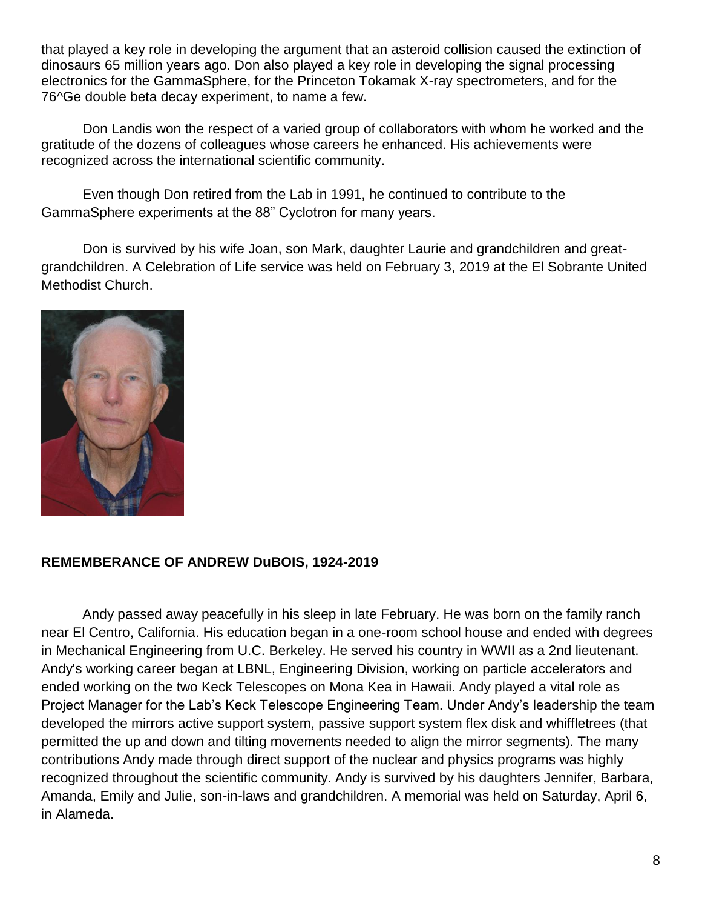that played a key role in developing the argument that an asteroid collision caused the extinction of dinosaurs 65 million years ago. Don also played a key role in developing the signal processing electronics for the GammaSphere, for the Princeton Tokamak X-ray spectrometers, and for the 76^Ge double beta decay experiment, to name a few.

Don Landis won the respect of a varied group of collaborators with whom he worked and the gratitude of the dozens of colleagues whose careers he enhanced. His achievements were recognized across the international scientific community.

Even though Don retired from the Lab in 1991, he continued to contribute to the GammaSphere experiments at the 88" Cyclotron for many years.

Don is survived by his wife Joan, son Mark, daughter Laurie and grandchildren and great-grandchildren. A Celebration of Life service was held on February 3, 2019 at the El Sobrante United Methodist Church.

**REMEMBERANCE OF ANDREW DuBOIS, 1924-2019**

Andy passed away peacefully in his sleep in late February. He was born on the family ranch near El Centro, California. His education began in a one-room school house and ended with degrees in Mechanical Engineering from U.C. Berkeley. He served his country in WWII as a 2nd lieutenant. Andy's working career began at LBNL, Engineering Division, working on particle accelerators and ended working on the two Keck Telescopes on Mona Kea in Hawaii. Andy played a vital role as Project Manager for the Lab's Keck Telescope Engineering Team. Under Andy's leadership the team developed the mirrors active support system, passive support system flex disk and whiffletrees (that permitted the up and down and tilting movements needed to align the mirror segments). The many contributions Andy made through direct support of the nuclear and physics programs was highly recognized throughout the scientific community. Andy is survived by his daughters Jennifer, Barbara, Amanda, Emily and Julie, son-in-laws and grandchildren. A memorial was held on Saturday, April 6, in Alameda.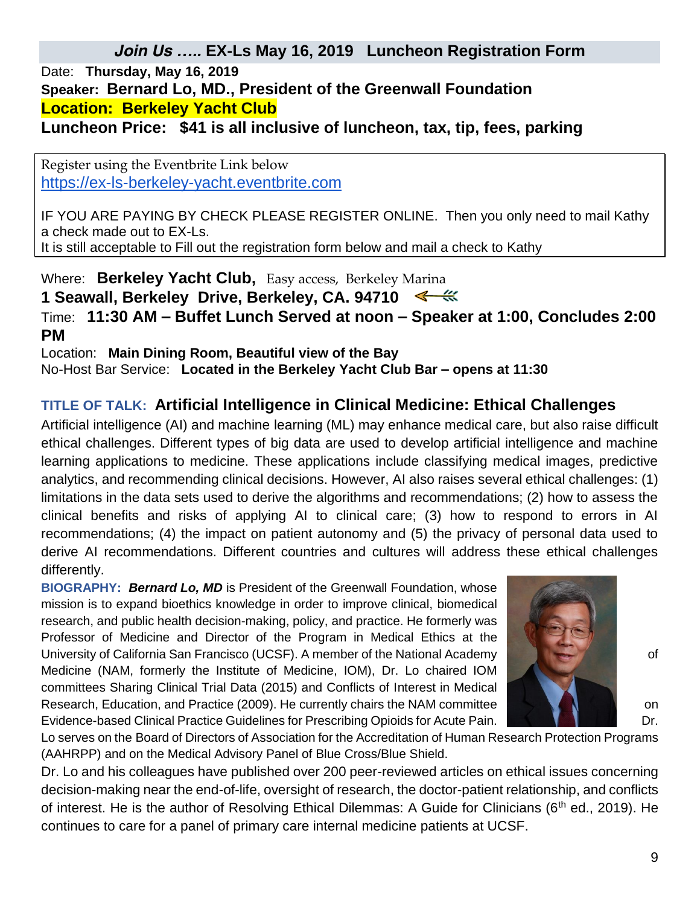## *Join Us …..* EX-Ls May 16, 2019 Luncheon Registration Form

Date: **Thursday, May 16, 2019**

**Speaker: Bernard Lo, MD., President of the Greenwall Foundation**

**Location: Berkeley Yacht Club**

**Luncheon Price: $41 is all inclusive of luncheon, tax, tip, fees, parking**

Register using the Eventbrite Link below
https://ex-ls-berkeley-yacht.eventbrite.com

IF YOU ARE PAYING BY CHECK PLEASE REGISTER ONLINE. Then you only need to mail Kathy a check made out to EX-Ls.
It is still acceptable to Fill out the registration form below and mail a check to Kathy

Where: **Berkeley Yacht Club,** Easy access, Berkeley Marina
**1 Seawall, Berkeley Drive, Berkeley, CA. 94710**

Time: **11:30 AM – Buffet Lunch Served at noon – Speaker at 1:00, Concludes 2:00 PM**

Location: **Main Dining Room, Beautiful view of the Bay**

No-Host Bar Service: **Located in the Berkeley Yacht Club Bar – opens at 11:30**

### TITLE OF TALK: Artificial Intelligence in Clinical Medicine: Ethical Challenges

Artificial intelligence (AI) and machine learning (ML) may enhance medical care, but also raise difficult ethical challenges. Different types of big data are used to develop artificial intelligence and machine learning applications to medicine. These applications include classifying medical images, predictive analytics, and recommending clinical decisions. However, AI also raises several ethical challenges: (1) limitations in the data sets used to derive the algorithms and recommendations; (2) how to assess the clinical benefits and risks of applying AI to clinical care; (3) how to respond to errors in AI recommendations; (4) the impact on patient autonomy and (5) the privacy of personal data used to derive AI recommendations. Different countries and cultures will address these ethical challenges differently.

**BIOGRAPHY:** ***Bernard Lo, MD*** is President of the Greenwall Foundation, whose mission is to expand bioethics knowledge in order to improve clinical, biomedical research, and public health decision-making, policy, and practice. He formerly was Professor of Medicine and Director of the Program in Medical Ethics at the University of California San Francisco (UCSF). A member of the National Academy of Medicine (NAM, formerly the Institute of Medicine, IOM), Dr. Lo chaired IOM committees Sharing Clinical Trial Data (2015) and Conflicts of Interest in Medical Research, Education, and Practice (2009). He currently chairs the NAM committee on Evidence-based Clinical Practice Guidelines for Prescribing Opioids for Acute Pain. Dr. Lo serves on the Board of Directors of Association for the Accreditation of Human Research Protection Programs (AAHRPP) and on the Medical Advisory Panel of Blue Cross/Blue Shield.

Dr. Lo and his colleagues have published over 200 peer-reviewed articles on ethical issues concerning decision-making near the end-of-life, oversight of research, the doctor-patient relationship, and conflicts of interest. He is the author of Resolving Ethical Dilemmas: A Guide for Clinicians (6th ed., 2019). He continues to care for a panel of primary care internal medicine patients at UCSF.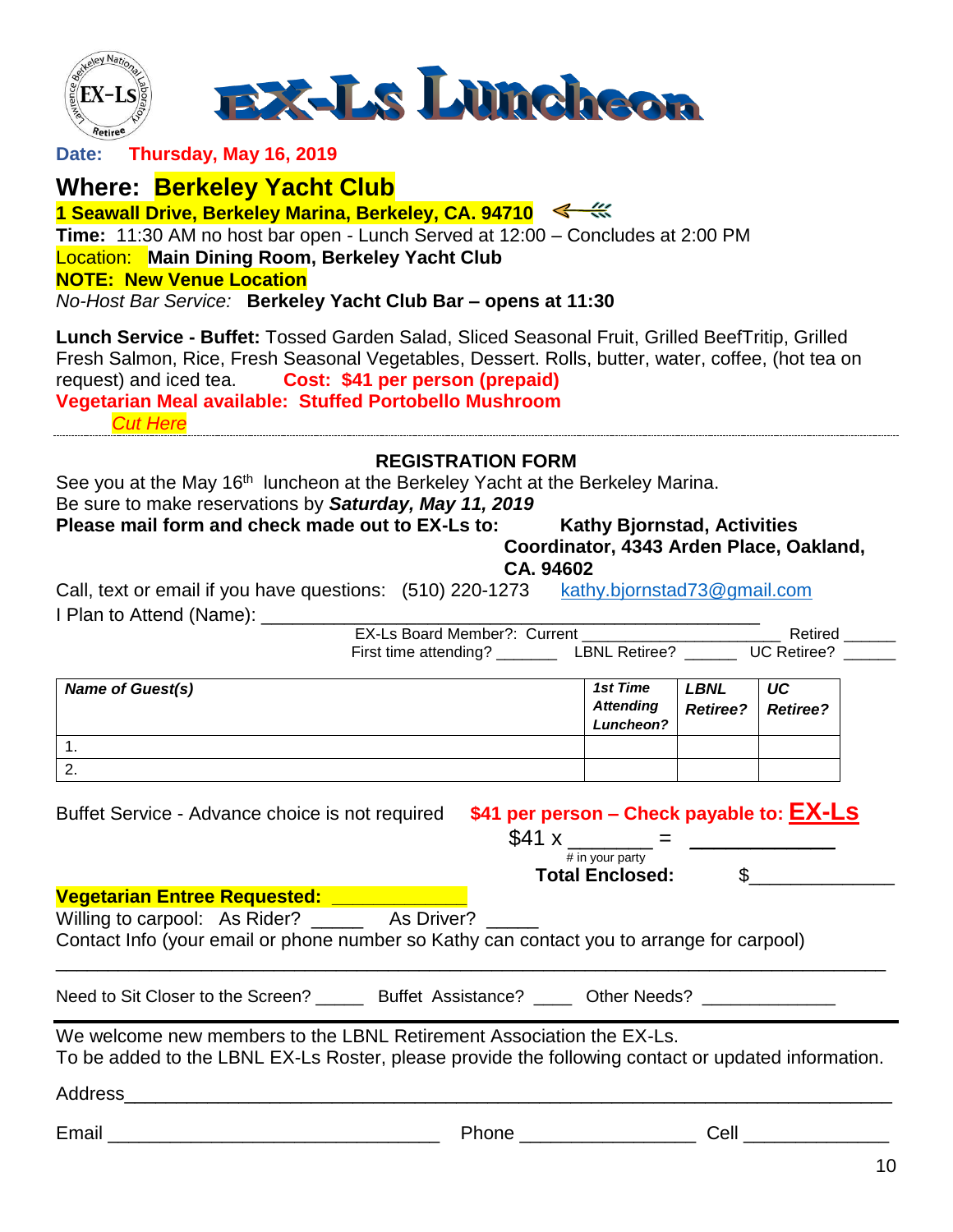# EX-Ls Luncheon

**Date:** **Thursday, May 16, 2019**

## Where: Berkeley Yacht Club

**1 Seawall Drive, Berkeley Marina, Berkeley, CA. 94710**

**Time:** 11:30 AM no host bar open - Lunch Served at 12:00 – Concludes at 2:00 PM

Location: **Main Dining Room, Berkeley Yacht Club**

**NOTE: New Venue Location**

*No-Host Bar Service:* **Berkeley Yacht Club Bar – opens at 11:30**

**Lunch Service - Buffet:** Tossed Garden Salad, Sliced Seasonal Fruit, Grilled BeefTritip, Grilled Fresh Salmon, Rice, Fresh Seasonal Vegetables, Dessert. Rolls, butter, water, coffee, (hot tea on request) and iced tea. **Cost: $41 per person (prepaid)**

**Vegetarian Meal available: Stuffed Portobello Mushroom**

*Cut Here*

---

### REGISTRATION FORM

See you at the May 16th luncheon at the Berkeley Yacht at the Berkeley Marina.

Be sure to make reservations by ***Saturday, May 11, 2019***

**Please mail form and check made out to EX-Ls to:** **Kathy Bjornstad, Activities Coordinator, 4343 Arden Place, Oakland, CA. 94602**

Call, text or email if you have questions: (510) 220-1273 kathy.bjornstad73@gmail.com

I Plan to Attend (Name): ____________________________________________

EX-Ls Board Member?: Current ______________________ Retired ______

First time attending? _______ LBNL Retiree? ______ UC Retiree? ______

| *Name of Guest(s)* | *1st Time Attending Luncheon?* | *LBNL Retiree?* | *UC Retiree?* |
|---|---|---|---|
| 1. | | | |
| 2. | | | |

Buffet Service - Advance choice is not required **$41 per person – Check payable to: EX-Ls**

$41 x _______ = ____________
# in your party

**Total Enclosed:** $_____________

**Vegetarian Entree Requested:** ____________

Willing to carpool: As Rider? _____ As Driver? _____

Contact Info (your email or phone number so Kathy can contact you to arrange for carpool)

______________________________________________________________________________

Need to Sit Closer to the Screen? _____ Buffet Assistance? ____ Other Needs? _____________

---

We welcome new members to the LBNL Retirement Association the EX-Ls.
To be added to the LBNL EX-Ls Roster, please provide the following contact or updated information.

Address______________________________________________________________________

Email _______________________________ Phone ________________ Cell _____________